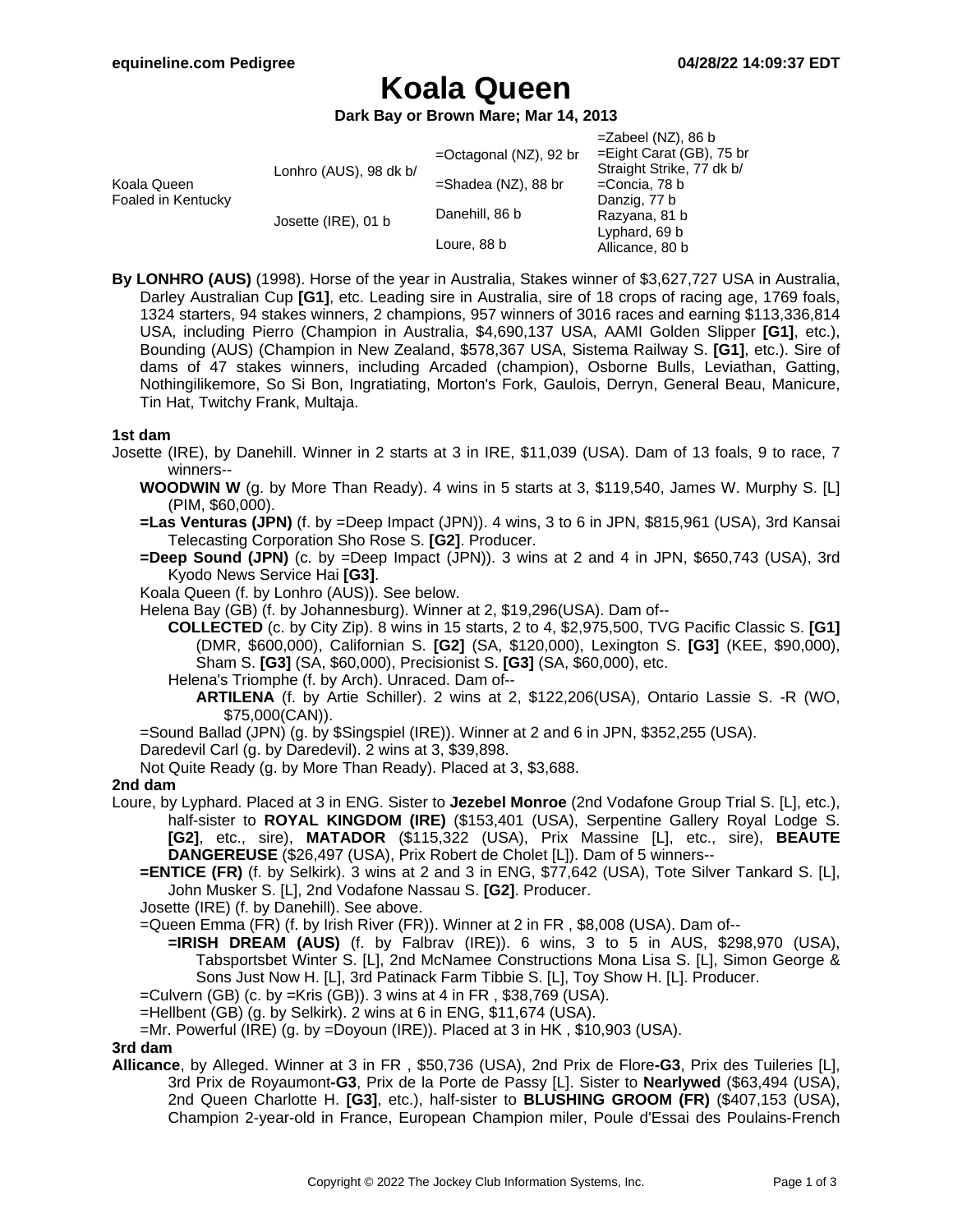# Koala Queen

**Dark Bay or Brown Mare; Mar 14, 2013**

| | | | |
|---|---|---|---|
| Koala Queen<br>Foaled in Kentucky | Lonhro (AUS), 98 dk b/ | =Octagonal (NZ), 92 br | =Zabeel (NZ), 86 b |
| | | | =Eight Carat (GB), 75 br |
| | | =Shadea (NZ), 88 br | Straight Strike, 77 dk b/ |
| | | | =Concia, 78 b |
| | Josette (IRE), 01 b | Danehill, 86 b | Danzig, 77 b |
| | | | Razyana, 81 b |
| | | Loure, 88 b | Lyphard, 69 b |
| | | | Allicance, 80 b |

**By LONHRO (AUS)** (1998). Horse of the year in Australia, Stakes winner of $3,627,727 USA in Australia, Darley Australian Cup **[G1]**, etc. Leading sire in Australia, sire of 18 crops of racing age, 1769 foals, 1324 starters, 94 stakes winners, 2 champions, 957 winners of 3016 races and earning $113,336,814 USA, including Pierro (Champion in Australia, $4,690,137 USA, AAMI Golden Slipper **[G1]**, etc.), Bounding (AUS) (Champion in New Zealand, $578,367 USA, Sistema Railway S. **[G1]**, etc.). Sire of dams of 47 stakes winners, including Arcaded (champion), Osborne Bulls, Leviathan, Gatting, Nothingilikemore, So Si Bon, Ingratiating, Morton's Fork, Gaulois, Derryn, General Beau, Manicure, Tin Hat, Twitchy Frank, Multaja.

### 1st dam

Josette (IRE), by Danehill. Winner in 2 starts at 3 in IRE, $11,039 (USA). Dam of 13 foals, 9 to race, 7 winners--

- **WOODWIN W** (g. by More Than Ready). 4 wins in 5 starts at 3, $119,540, James W. Murphy S. [L] (PIM, $60,000).
- **=Las Venturas (JPN)** (f. by =Deep Impact (JPN)). 4 wins, 3 to 6 in JPN, $815,961 (USA), 3rd Kansai Telecasting Corporation Sho Rose S. **[G2]**. Producer.
- **=Deep Sound (JPN)** (c. by =Deep Impact (JPN)). 3 wins at 2 and 4 in JPN, $650,743 (USA), 3rd Kyodo News Service Hai **[G3]**.
- Koala Queen (f. by Lonhro (AUS)). See below.
- Helena Bay (GB) (f. by Johannesburg). Winner at 2, $19,296(USA). Dam of--
  - **COLLECTED** (c. by City Zip). 8 wins in 15 starts, 2 to 4, $2,975,500, TVG Pacific Classic S. **[G1]** (DMR, $600,000), Californian S. **[G2]** (SA, $120,000), Lexington S. **[G3]** (KEE, $90,000), Sham S. **[G3]** (SA, $60,000), Precisionist S. **[G3]** (SA, $60,000), etc.
  - Helena's Triomphe (f. by Arch). Unraced. Dam of--
    - **ARTILENA** (f. by Artie Schiller). 2 wins at 2, $122,206(USA), Ontario Lassie S. -R (WO, $75,000(CAN)).
- =Sound Ballad (JPN) (g. by $Singspiel (IRE)). Winner at 2 and 6 in JPN, $352,255 (USA).
- Daredevil Carl (g. by Daredevil). 2 wins at 3, $39,898.
- Not Quite Ready (g. by More Than Ready). Placed at 3, $3,688.

### 2nd dam

Loure, by Lyphard. Placed at 3 in ENG. Sister to **Jezebel Monroe** (2nd Vodafone Group Trial S. [L], etc.), half-sister to **ROYAL KINGDOM (IRE)** ($153,401 (USA), Serpentine Gallery Royal Lodge S. **[G2]**, etc., sire), **MATADOR** ($115,322 (USA), Prix Massine [L], etc., sire), **BEAUTE DANGEREUSE** ($26,497 (USA), Prix Robert de Cholet [L]). Dam of 5 winners--

- **=ENTICE (FR)** (f. by Selkirk). 3 wins at 2 and 3 in ENG, $77,642 (USA), Tote Silver Tankard S. [L], John Musker S. [L], 2nd Vodafone Nassau S. **[G2]**. Producer.
- Josette (IRE) (f. by Danehill). See above.
- =Queen Emma (FR) (f. by Irish River (FR)). Winner at 2 in FR , $8,008 (USA). Dam of--
  - **=IRISH DREAM (AUS)** (f. by Falbrav (IRE)). 6 wins, 3 to 5 in AUS, $298,970 (USA), Tabsportsbet Winter S. [L], 2nd McNamee Constructions Mona Lisa S. [L], Simon George & Sons Just Now H. [L], 3rd Patinack Farm Tibbie S. [L], Toy Show H. [L]. Producer.
- =Culvern (GB) (c. by =Kris (GB)). 3 wins at 4 in FR , $38,769 (USA).
- =Hellbent (GB) (g. by Selkirk). 2 wins at 6 in ENG, $11,674 (USA).
- =Mr. Powerful (IRE) (g. by =Doyoun (IRE)). Placed at 3 in HK , $10,903 (USA).

### 3rd dam

**Allicance**, by Alleged. Winner at 3 in FR , $50,736 (USA), 2nd Prix de Flore**-G3**, Prix des Tuileries [L], 3rd Prix de Royaumont**-G3**, Prix de la Porte de Passy [L]. Sister to **Nearlywed** ($63,494 (USA), 2nd Queen Charlotte H. **[G3]**, etc.), half-sister to **BLUSHING GROOM (FR)** ($407,153 (USA), Champion 2-year-old in France, European Champion miler, Poule d'Essai des Poulains-French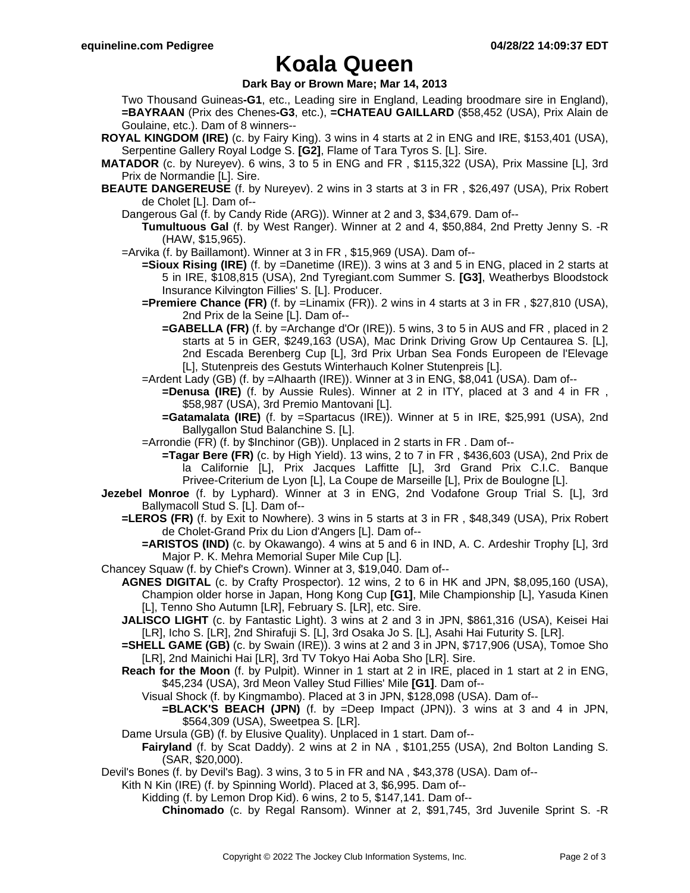# Koala Queen

**Dark Bay or Brown Mare; Mar 14, 2013**

Two Thousand Guineas**-G1**, etc., Leading sire in England, Leading broodmare sire in England), **=BAYRAAN** (Prix des Chenes**-G3**, etc.), **=CHATEAU GAILLARD** ($58,452 (USA), Prix Alain de Goulaine, etc.). Dam of 8 winners--

**ROYAL KINGDOM (IRE)** (c. by Fairy King). 3 wins in 4 starts at 2 in ENG and IRE, $153,401 (USA), Serpentine Gallery Royal Lodge S. **[G2]**, Flame of Tara Tyros S. [L]. Sire.

**MATADOR** (c. by Nureyev). 6 wins, 3 to 5 in ENG and FR , $115,322 (USA), Prix Massine [L], 3rd Prix de Normandie [L]. Sire.

**BEAUTE DANGEREUSE** (f. by Nureyev). 2 wins in 3 starts at 3 in FR , $26,497 (USA), Prix Robert de Cholet [L]. Dam of--

Dangerous Gal (f. by Candy Ride (ARG)). Winner at 2 and 3, $34,679. Dam of--

**Tumultuous Gal** (f. by West Ranger). Winner at 2 and 4, $50,884, 2nd Pretty Jenny S. -R (HAW, $15,965).

=Arvika (f. by Baillamont). Winner at 3 in FR , $15,969 (USA). Dam of--

**=Sioux Rising (IRE)** (f. by =Danetime (IRE)). 3 wins at 3 and 5 in ENG, placed in 2 starts at 5 in IRE, $108,815 (USA), 2nd Tyregiant.com Summer S. **[G3]**, Weatherbys Bloodstock Insurance Kilvington Fillies' S. [L]. Producer.

**=Premiere Chance (FR)** (f. by =Linamix (FR)). 2 wins in 4 starts at 3 in FR , $27,810 (USA), 2nd Prix de la Seine [L]. Dam of--

**=GABELLA (FR)** (f. by =Archange d'Or (IRE)). 5 wins, 3 to 5 in AUS and FR , placed in 2 starts at 5 in GER, $249,163 (USA), Mac Drink Driving Grow Up Centaurea S. [L], 2nd Escada Berenberg Cup [L], 3rd Prix Urban Sea Fonds Europeen de l'Elevage [L], Stutenpreis des Gestuts Winterhauch Kolner Stutenpreis [L].

=Ardent Lady (GB) (f. by =Alhaarth (IRE)). Winner at 3 in ENG, $8,041 (USA). Dam of--

**=Denusa (IRE)** (f. by Aussie Rules). Winner at 2 in ITY, placed at 3 and 4 in FR , $58,987 (USA), 3rd Premio Mantovani [L].

**=Gatamalata (IRE)** (f. by =Spartacus (IRE)). Winner at 5 in IRE, $25,991 (USA), 2nd Ballygallon Stud Balanchine S. [L].

=Arrondie (FR) (f. by $Inchinor (GB)). Unplaced in 2 starts in FR . Dam of--

**=Tagar Bere (FR)** (c. by High Yield). 13 wins, 2 to 7 in FR , $436,603 (USA), 2nd Prix de la Californie [L], Prix Jacques Laffitte [L], 3rd Grand Prix C.I.C. Banque Privee-Criterium de Lyon [L], La Coupe de Marseille [L], Prix de Boulogne [L].

**Jezebel Monroe** (f. by Lyphard). Winner at 3 in ENG, 2nd Vodafone Group Trial S. [L], 3rd Ballymacoll Stud S. [L]. Dam of--

**=LEROS (FR)** (f. by Exit to Nowhere). 3 wins in 5 starts at 3 in FR , $48,349 (USA), Prix Robert de Cholet-Grand Prix du Lion d'Angers [L]. Dam of--

**=ARISTOS (IND)** (c. by Okawango). 4 wins at 5 and 6 in IND, A. C. Ardeshir Trophy [L], 3rd Major P. K. Mehra Memorial Super Mile Cup [L].

Chancey Squaw (f. by Chief's Crown). Winner at 3, $19,040. Dam of--

**AGNES DIGITAL** (c. by Crafty Prospector). 12 wins, 2 to 6 in HK and JPN, $8,095,160 (USA), Champion older horse in Japan, Hong Kong Cup **[G1]**, Mile Championship [L], Yasuda Kinen [L], Tenno Sho Autumn [LR], February S. [LR], etc. Sire.

**JALISCO LIGHT** (c. by Fantastic Light). 3 wins at 2 and 3 in JPN, $861,316 (USA), Keisei Hai [LR], Icho S. [LR], 2nd Shirafuji S. [L], 3rd Osaka Jo S. [L], Asahi Hai Futurity S. [LR].

**=SHELL GAME (GB)** (c. by Swain (IRE)). 3 wins at 2 and 3 in JPN, $717,906 (USA), Tomoe Sho [LR], 2nd Mainichi Hai [LR], 3rd TV Tokyo Hai Aoba Sho [LR]. Sire.

**Reach for the Moon** (f. by Pulpit). Winner in 1 start at 2 in IRE, placed in 1 start at 2 in ENG, $45,234 (USA), 3rd Meon Valley Stud Fillies' Mile **[G1]**. Dam of--

Visual Shock (f. by Kingmambo). Placed at 3 in JPN, $128,098 (USA). Dam of--

**=BLACK'S BEACH (JPN)** (f. by =Deep Impact (JPN)). 3 wins at 3 and 4 in JPN, $564,309 (USA), Sweetpea S. [LR].

Dame Ursula (GB) (f. by Elusive Quality). Unplaced in 1 start. Dam of--

**Fairyland** (f. by Scat Daddy). 2 wins at 2 in NA , $101,255 (USA), 2nd Bolton Landing S. (SAR, $20,000).

Devil's Bones (f. by Devil's Bag). 3 wins, 3 to 5 in FR and NA , $43,378 (USA). Dam of--

Kith N Kin (IRE) (f. by Spinning World). Placed at 3, $6,995. Dam of--

Kidding (f. by Lemon Drop Kid). 6 wins, 2 to 5, $147,141. Dam of--

**Chinomado** (c. by Regal Ransom). Winner at 2, $91,745, 3rd Juvenile Sprint S. -R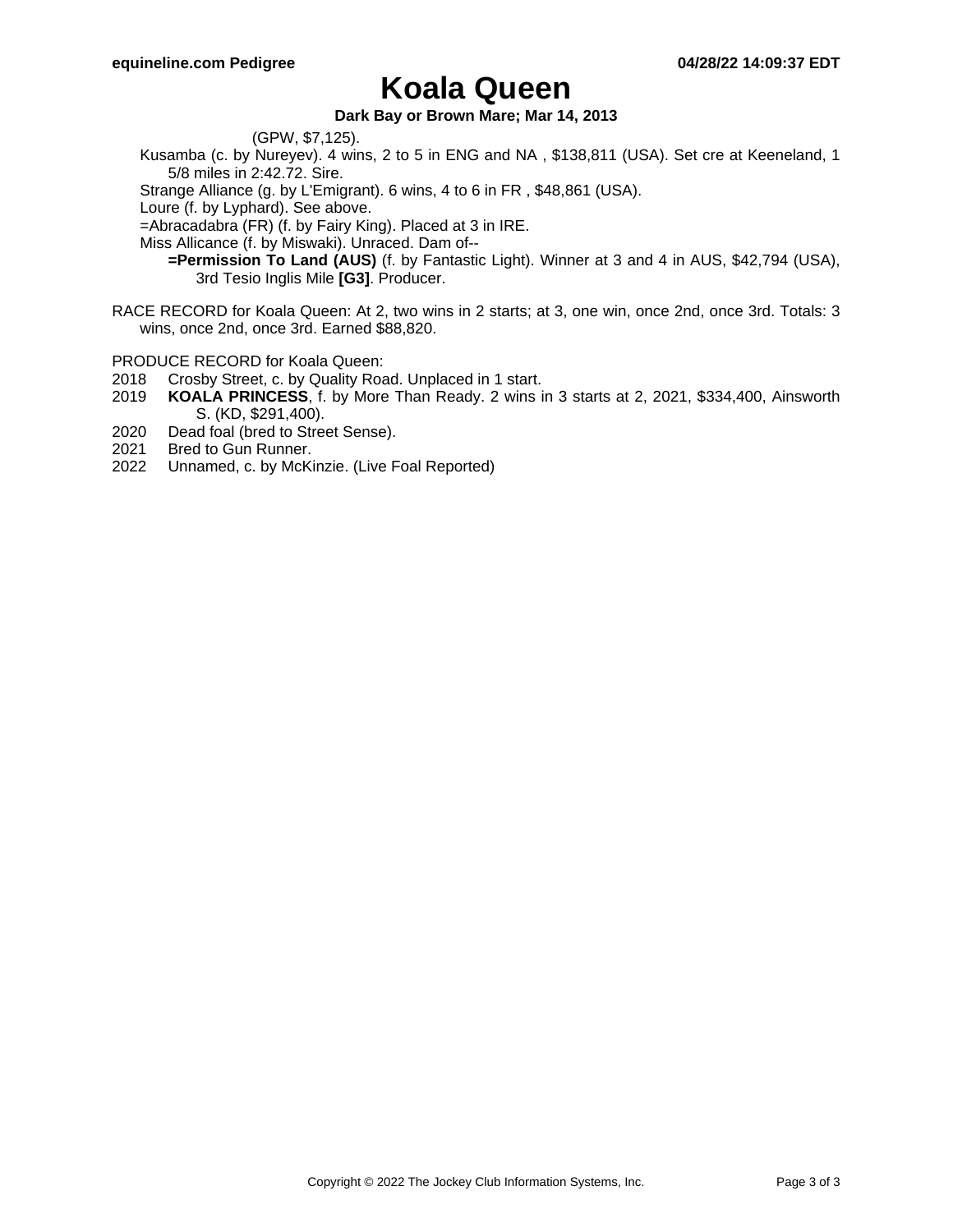# Koala Queen

**Dark Bay or Brown Mare; Mar 14, 2013**

(GPW, $7,125).

Kusamba (c. by Nureyev). 4 wins, 2 to 5 in ENG and NA , $138,811 (USA). Set cre at Keeneland, 1 5/8 miles in 2:42.72. Sire.

Strange Alliance (g. by L'Emigrant). 6 wins, 4 to 6 in FR , $48,861 (USA).

Loure (f. by Lyphard). See above.

=Abracadabra (FR) (f. by Fairy King). Placed at 3 in IRE.

Miss Allicance (f. by Miswaki). Unraced. Dam of--

**=Permission To Land (AUS)** (f. by Fantastic Light). Winner at 3 and 4 in AUS, $42,794 (USA), 3rd Tesio Inglis Mile **[G3]**. Producer.

RACE RECORD for Koala Queen: At 2, two wins in 2 starts; at 3, one win, once 2nd, once 3rd. Totals: 3 wins, once 2nd, once 3rd. Earned $88,820.

PRODUCE RECORD for Koala Queen:

2018 Crosby Street, c. by Quality Road. Unplaced in 1 start.

2019 **KOALA PRINCESS**, f. by More Than Ready. 2 wins in 3 starts at 2, 2021, $334,400, Ainsworth S. (KD, $291,400).

2020 Dead foal (bred to Street Sense).

2021 Bred to Gun Runner.

2022 Unnamed, c. by McKinzie. (Live Foal Reported)